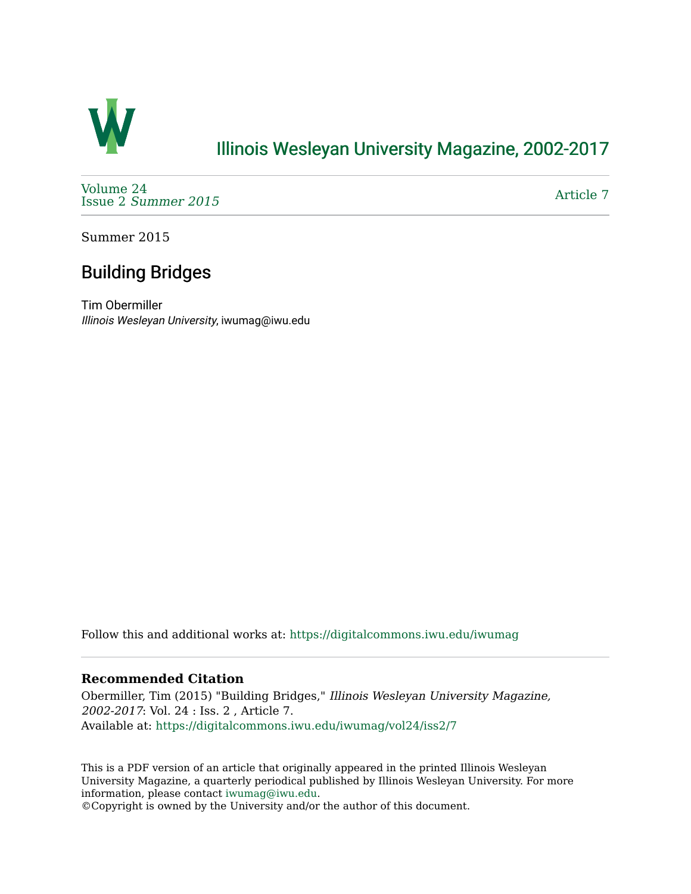# Illinois Wesleyan University Magazine, 2002-2017

Volume 24
Issue 2 *Summer 2015*

Article 7

Summer 2015

## Building Bridges

Tim Obermiller
*Illinois Wesleyan University*, iwumag@iwu.edu

Follow this and additional works at: https://digitalcommons.iwu.edu/iwumag

### Recommended Citation

Obermiller, Tim (2015) "Building Bridges," *Illinois Wesleyan University Magazine, 2002-2017*: Vol. 24 : Iss. 2 , Article 7.
Available at: https://digitalcommons.iwu.edu/iwumag/vol24/iss2/7

This is a PDF version of an article that originally appeared in the printed Illinois Wesleyan University Magazine, a quarterly periodical published by Illinois Wesleyan University. For more information, please contact iwumag@iwu.edu.
©Copyright is owned by the University and/or the author of this document.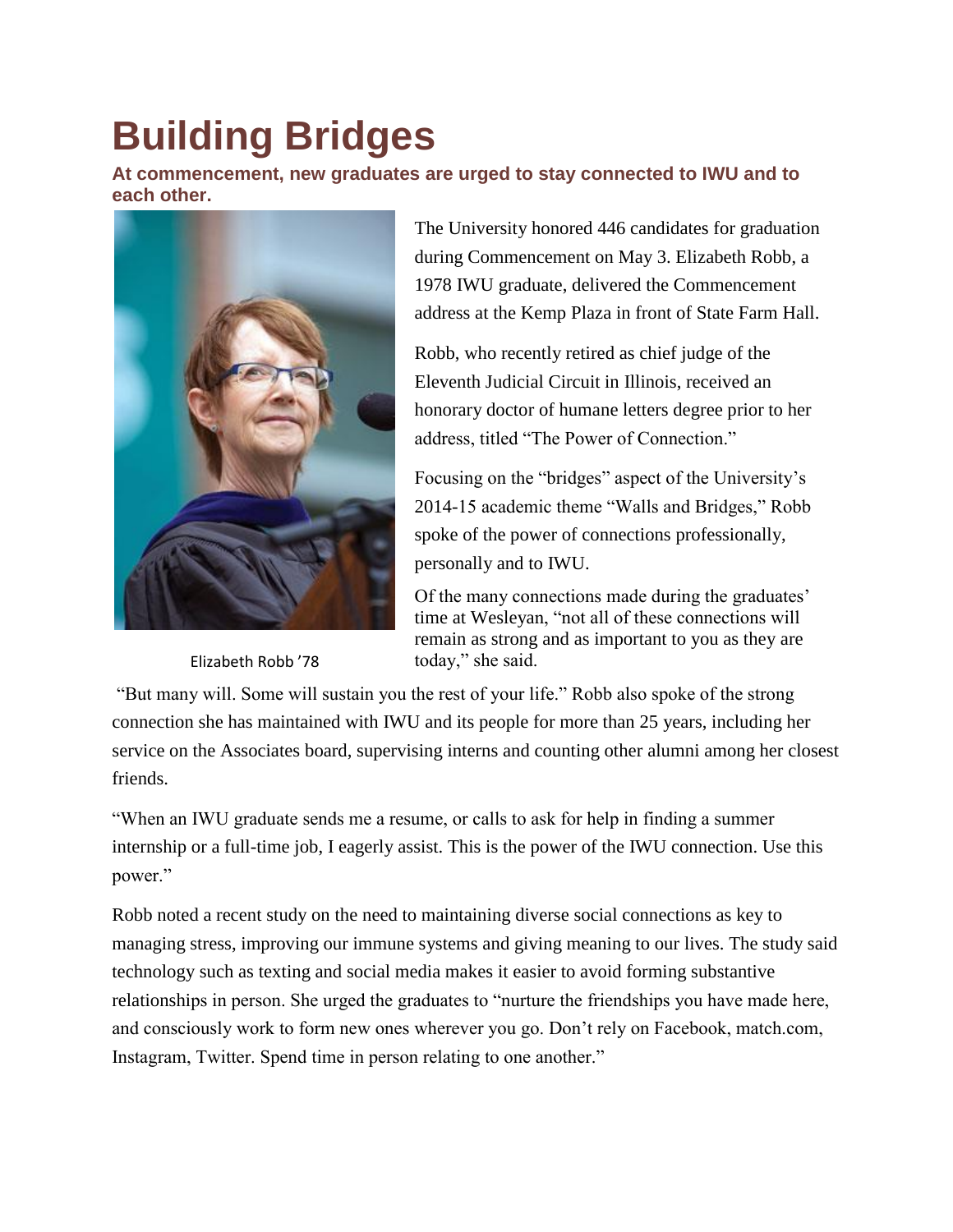# Building Bridges

**At commencement, new graduates are urged to stay connected to IWU and to each other.**

Elizabeth Robb '78

The University honored 446 candidates for graduation during Commencement on May 3. Elizabeth Robb, a 1978 IWU graduate, delivered the Commencement address at the Kemp Plaza in front of State Farm Hall.

Robb, who recently retired as chief judge of the Eleventh Judicial Circuit in Illinois, received an honorary doctor of humane letters degree prior to her address, titled "The Power of Connection."

Focusing on the "bridges" aspect of the University's 2014-15 academic theme "Walls and Bridges," Robb spoke of the power of connections professionally, personally and to IWU.

Of the many connections made during the graduates' time at Wesleyan, "not all of these connections will remain as strong and as important to you as they are today," she said.

"But many will. Some will sustain you the rest of your life." Robb also spoke of the strong connection she has maintained with IWU and its people for more than 25 years, including her service on the Associates board, supervising interns and counting other alumni among her closest friends.

"When an IWU graduate sends me a resume, or calls to ask for help in finding a summer internship or a full-time job, I eagerly assist. This is the power of the IWU connection. Use this power."

Robb noted a recent study on the need to maintaining diverse social connections as key to managing stress, improving our immune systems and giving meaning to our lives. The study said technology such as texting and social media makes it easier to avoid forming substantive relationships in person. She urged the graduates to "nurture the friendships you have made here, and consciously work to form new ones wherever you go. Don't rely on Facebook, match.com, Instagram, Twitter. Spend time in person relating to one another."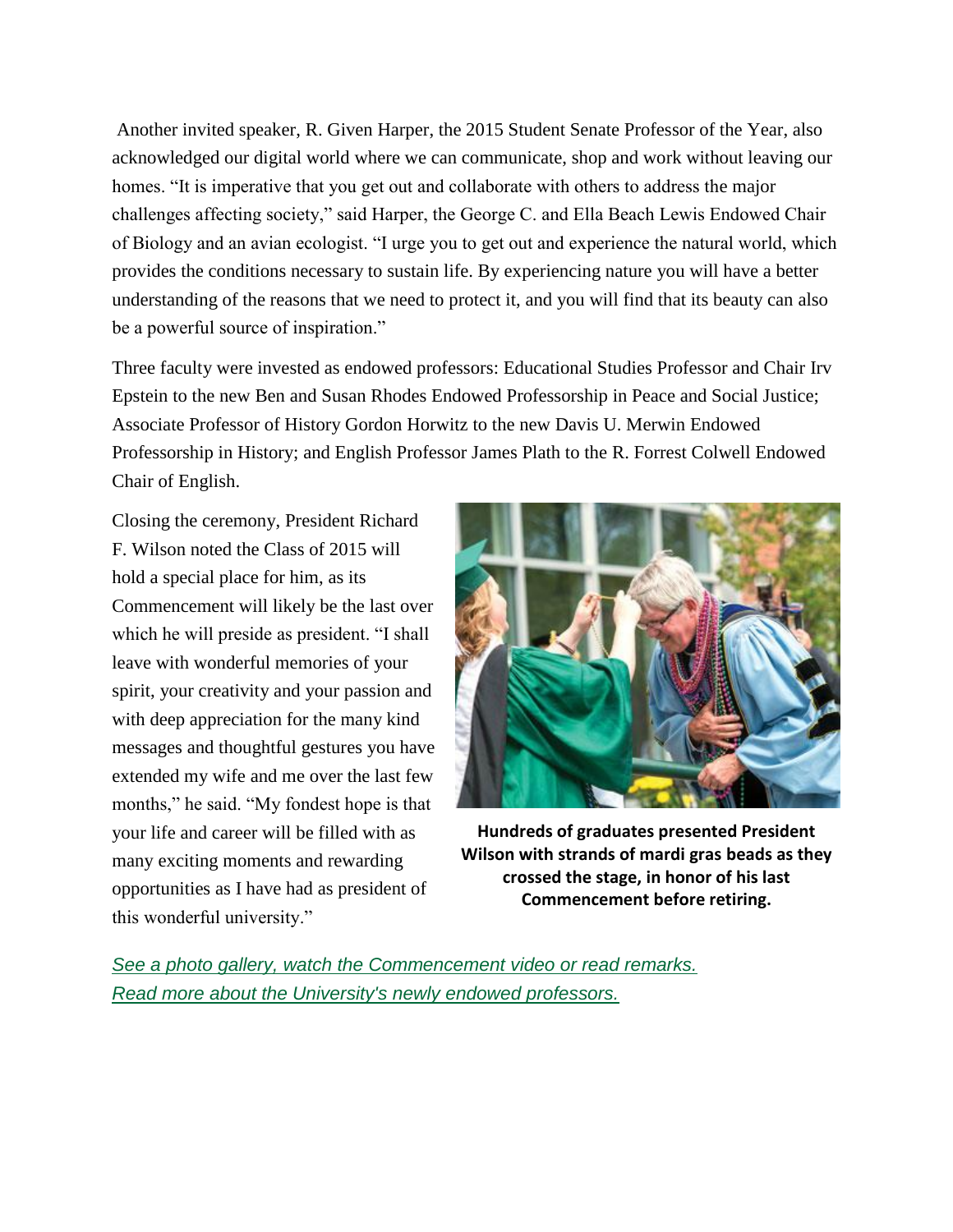Another invited speaker, R. Given Harper, the 2015 Student Senate Professor of the Year, also acknowledged our digital world where we can communicate, shop and work without leaving our homes. "It is imperative that you get out and collaborate with others to address the major challenges affecting society," said Harper, the George C. and Ella Beach Lewis Endowed Chair of Biology and an avian ecologist. "I urge you to get out and experience the natural world, which provides the conditions necessary to sustain life. By experiencing nature you will have a better understanding of the reasons that we need to protect it, and you will find that its beauty can also be a powerful source of inspiration."

Three faculty were invested as endowed professors: Educational Studies Professor and Chair Irv Epstein to the new Ben and Susan Rhodes Endowed Professorship in Peace and Social Justice; Associate Professor of History Gordon Horwitz to the new Davis U. Merwin Endowed Professorship in History; and English Professor James Plath to the R. Forrest Colwell Endowed Chair of English.

Closing the ceremony, President Richard F. Wilson noted the Class of 2015 will hold a special place for him, as its Commencement will likely be the last over which he will preside as president. "I shall leave with wonderful memories of your spirit, your creativity and your passion and with deep appreciation for the many kind messages and thoughtful gestures you have extended my wife and me over the last few months," he said. "My fondest hope is that your life and career will be filled with as many exciting moments and rewarding opportunities as I have had as president of this wonderful university."

**Hundreds of graduates presented President Wilson with strands of mardi gras beads as they crossed the stage, in honor of his last Commencement before retiring.**

*See a photo gallery, watch the Commencement video or read remarks.*

*Read more about the University's newly endowed professors.*